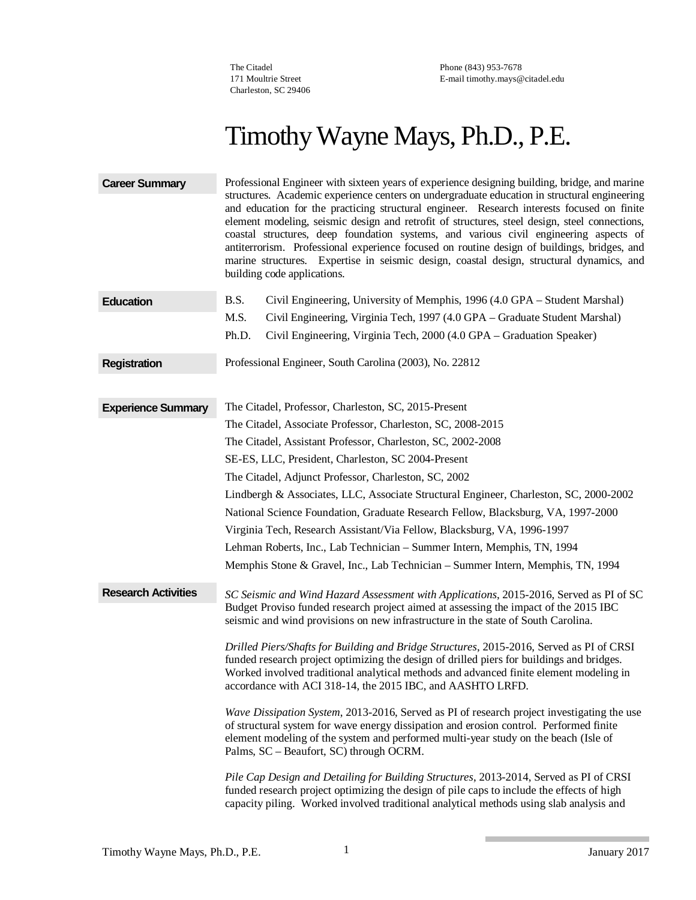The Citadel
171 Moultrie Street
Charleston, SC 29406

Phone (843) 953-7678
E-mail timothy.mays@citadel.edu

# Timothy Wayne Mays, Ph.D., P.E.

## Career Summary

Professional Engineer with sixteen years of experience designing building, bridge, and marine structures. Academic experience centers on undergraduate education in structural engineering and education for the practicing structural engineer. Research interests focused on finite element modeling, seismic design and retrofit of structures, steel design, steel connections, coastal structures, deep foundation systems, and various civil engineering aspects of antiterrorism. Professional experience focused on routine design of buildings, bridges, and marine structures. Expertise in seismic design, coastal design, structural dynamics, and building code applications.

## Education

- B.S. Civil Engineering, University of Memphis, 1996 (4.0 GPA – Student Marshal)
- M.S. Civil Engineering, Virginia Tech, 1997 (4.0 GPA – Graduate Student Marshal)
- Ph.D. Civil Engineering, Virginia Tech, 2000 (4.0 GPA – Graduation Speaker)

## Registration

Professional Engineer, South Carolina (2003), No. 22812

## Experience Summary

- The Citadel, Professor, Charleston, SC, 2015-Present
- The Citadel, Associate Professor, Charleston, SC, 2008-2015
- The Citadel, Assistant Professor, Charleston, SC, 2002-2008
- SE-ES, LLC, President, Charleston, SC 2004-Present
- The Citadel, Adjunct Professor, Charleston, SC, 2002
- Lindbergh & Associates, LLC, Associate Structural Engineer, Charleston, SC, 2000-2002
- National Science Foundation, Graduate Research Fellow, Blacksburg, VA, 1997-2000
- Virginia Tech, Research Assistant/Via Fellow, Blacksburg, VA, 1996-1997
- Lehman Roberts, Inc., Lab Technician – Summer Intern, Memphis, TN, 1994
- Memphis Stone & Gravel, Inc., Lab Technician – Summer Intern, Memphis, TN, 1994

## Research Activities

*SC Seismic and Wind Hazard Assessment with Applications*, 2015-2016, Served as PI of SC Budget Proviso funded research project aimed at assessing the impact of the 2015 IBC seismic and wind provisions on new infrastructure in the state of South Carolina.

*Drilled Piers/Shafts for Building and Bridge Structures*, 2015-2016, Served as PI of CRSI funded research project optimizing the design of drilled piers for buildings and bridges. Worked involved traditional analytical methods and advanced finite element modeling in accordance with ACI 318-14, the 2015 IBC, and AASHTO LRFD.

*Wave Dissipation System*, 2013-2016, Served as PI of research project investigating the use of structural system for wave energy dissipation and erosion control. Performed finite element modeling of the system and performed multi-year study on the beach (Isle of Palms, SC – Beaufort, SC) through OCRM.

*Pile Cap Design and Detailing for Building Structures*, 2013-2014, Served as PI of CRSI funded research project optimizing the design of pile caps to include the effects of high capacity piling. Worked involved traditional analytical methods using slab analysis and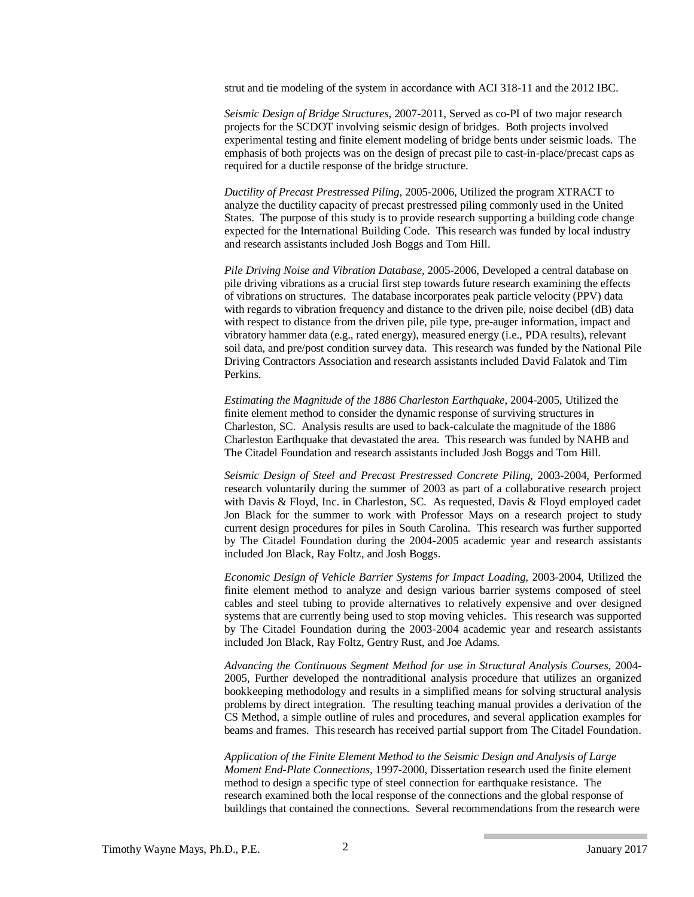strut and tie modeling of the system in accordance with ACI 318-11 and the 2012 IBC.

*Seismic Design of Bridge Structures*, 2007-2011, Served as co-PI of two major research projects for the SCDOT involving seismic design of bridges. Both projects involved experimental testing and finite element modeling of bridge bents under seismic loads. The emphasis of both projects was on the design of precast pile to cast-in-place/precast caps as required for a ductile response of the bridge structure.

*Ductility of Precast Prestressed Piling,* 2005-2006, Utilized the program XTRACT to analyze the ductility capacity of precast prestressed piling commonly used in the United States. The purpose of this study is to provide research supporting a building code change expected for the International Building Code. This research was funded by local industry and research assistants included Josh Boggs and Tom Hill.

*Pile Driving Noise and Vibration Database*, 2005-2006, Developed a central database on pile driving vibrations as a crucial first step towards future research examining the effects of vibrations on structures. The database incorporates peak particle velocity (PPV) data with regards to vibration frequency and distance to the driven pile, noise decibel (dB) data with respect to distance from the driven pile, pile type, pre-auger information, impact and vibratory hammer data (e.g., rated energy), measured energy (i.e., PDA results), relevant soil data, and pre/post condition survey data. This research was funded by the National Pile Driving Contractors Association and research assistants included David Falatok and Tim Perkins.

*Estimating the Magnitude of the 1886 Charleston Earthquake*, 2004-2005, Utilized the finite element method to consider the dynamic response of surviving structures in Charleston, SC. Analysis results are used to back-calculate the magnitude of the 1886 Charleston Earthquake that devastated the area. This research was funded by NAHB and The Citadel Foundation and research assistants included Josh Boggs and Tom Hill.

*Seismic Design of Steel and Precast Prestressed Concrete Piling,* 2003-2004, Performed research voluntarily during the summer of 2003 as part of a collaborative research project with Davis & Floyd, Inc. in Charleston, SC. As requested, Davis & Floyd employed cadet Jon Black for the summer to work with Professor Mays on a research project to study current design procedures for piles in South Carolina. This research was further supported by The Citadel Foundation during the 2004-2005 academic year and research assistants included Jon Black, Ray Foltz, and Josh Boggs.

*Economic Design of Vehicle Barrier Systems for Impact Loading,* 2003-2004, Utilized the finite element method to analyze and design various barrier systems composed of steel cables and steel tubing to provide alternatives to relatively expensive and over designed systems that are currently being used to stop moving vehicles. This research was supported by The Citadel Foundation during the 2003-2004 academic year and research assistants included Jon Black, Ray Foltz, Gentry Rust, and Joe Adams.

*Advancing the Continuous Segment Method for use in Structural Analysis Courses*, 2004-2005, Further developed the nontraditional analysis procedure that utilizes an organized bookkeeping methodology and results in a simplified means for solving structural analysis problems by direct integration. The resulting teaching manual provides a derivation of the CS Method, a simple outline of rules and procedures, and several application examples for beams and frames. This research has received partial support from The Citadel Foundation.

*Application of the Finite Element Method to the Seismic Design and Analysis of Large Moment End-Plate Connections,* 1997-2000, Dissertation research used the finite element method to design a specific type of steel connection for earthquake resistance. The research examined both the local response of the connections and the global response of buildings that contained the connections. Several recommendations from the research were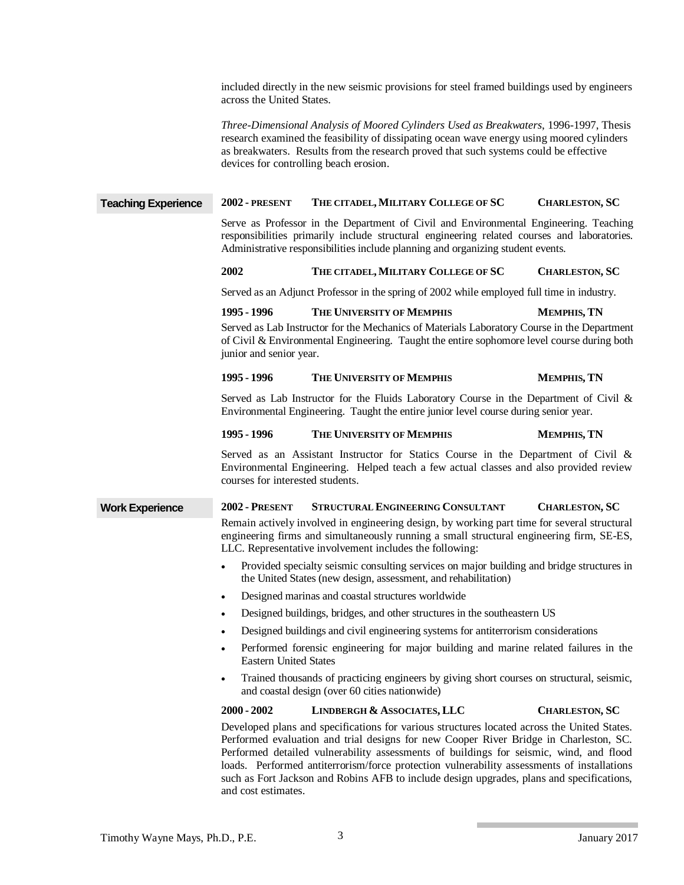included directly in the new seismic provisions for steel framed buildings used by engineers across the United States.

*Three-Dimensional Analysis of Moored Cylinders Used as Breakwaters*, 1996-1997, Thesis research examined the feasibility of dissipating ocean wave energy using moored cylinders as breakwaters. Results from the research proved that such systems could be effective devices for controlling beach erosion.

## Teaching Experience

**2002 - PRESENT** **THE CITADEL, MILITARY COLLEGE OF SC** **CHARLESTON, SC**

Serve as Professor in the Department of Civil and Environmental Engineering. Teaching responsibilities primarily include structural engineering related courses and laboratories. Administrative responsibilities include planning and organizing student events.

**2002** **THE CITADEL, MILITARY COLLEGE OF SC** **CHARLESTON, SC**

Served as an Adjunct Professor in the spring of 2002 while employed full time in industry.

**1995 - 1996** **THE UNIVERSITY OF MEMPHIS** **MEMPHIS, TN**

Served as Lab Instructor for the Mechanics of Materials Laboratory Course in the Department of Civil & Environmental Engineering. Taught the entire sophomore level course during both junior and senior year.

**1995 - 1996** **THE UNIVERSITY OF MEMPHIS** **MEMPHIS, TN**

Served as Lab Instructor for the Fluids Laboratory Course in the Department of Civil & Environmental Engineering. Taught the entire junior level course during senior year.

**1995 - 1996** **THE UNIVERSITY OF MEMPHIS** **MEMPHIS, TN**

Served as an Assistant Instructor for Statics Course in the Department of Civil & Environmental Engineering. Helped teach a few actual classes and also provided review courses for interested students.

## Work Experience

**2002 - PRESENT** **STRUCTURAL ENGINEERING CONSULTANT** **CHARLESTON, SC**

Remain actively involved in engineering design, by working part time for several structural engineering firms and simultaneously running a small structural engineering firm, SE-ES, LLC. Representative involvement includes the following:

- Provided specialty seismic consulting services on major building and bridge structures in the United States (new design, assessment, and rehabilitation)
- Designed marinas and coastal structures worldwide
- Designed buildings, bridges, and other structures in the southeastern US
- Designed buildings and civil engineering systems for antiterrorism considerations
- Performed forensic engineering for major building and marine related failures in the Eastern United States
- Trained thousands of practicing engineers by giving short courses on structural, seismic, and coastal design (over 60 cities nationwide)

**2000 - 2002** **LINDBERGH & ASSOCIATES, LLC** **CHARLESTON, SC**

Developed plans and specifications for various structures located across the United States. Performed evaluation and trial designs for new Cooper River Bridge in Charleston, SC. Performed detailed vulnerability assessments of buildings for seismic, wind, and flood loads. Performed antiterrorism/force protection vulnerability assessments of installations such as Fort Jackson and Robins AFB to include design upgrades, plans and specifications, and cost estimates.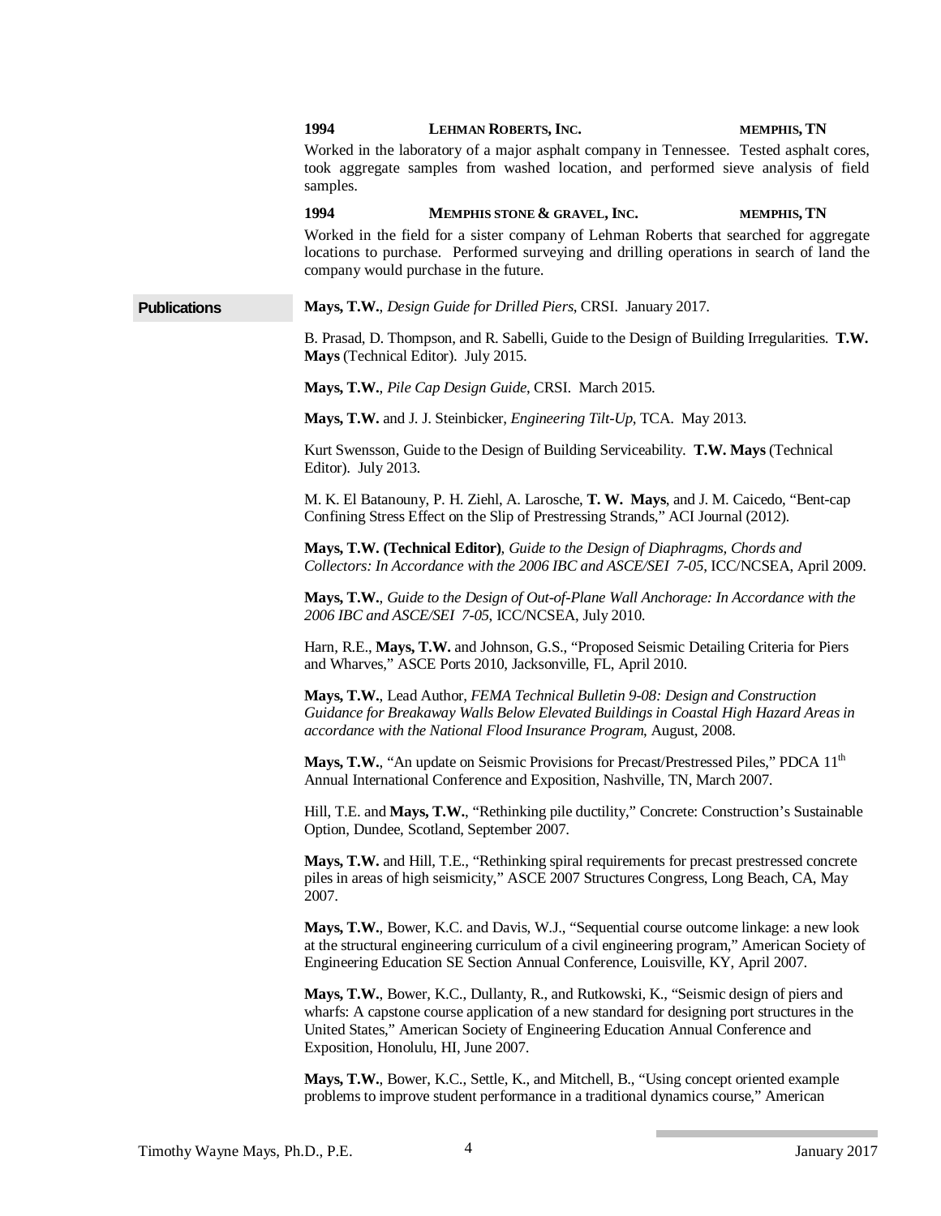**1994** **LEHMAN ROBERTS, INC.** **MEMPHIS, TN**

Worked in the laboratory of a major asphalt company in Tennessee. Tested asphalt cores, took aggregate samples from washed location, and performed sieve analysis of field samples.

**1994** **MEMPHIS STONE & GRAVEL, INC.** **MEMPHIS, TN**

Worked in the field for a sister company of Lehman Roberts that searched for aggregate locations to purchase. Performed surveying and drilling operations in search of land the company would purchase in the future.

## Publications

**Mays, T.W.**, *Design Guide for Drilled Piers*, CRSI. January 2017.

B. Prasad, D. Thompson, and R. Sabelli, Guide to the Design of Building Irregularities. **T.W. Mays** (Technical Editor). July 2015.

**Mays, T.W.**, *Pile Cap Design Guide*, CRSI. March 2015.

**Mays, T.W.** and J. J. Steinbicker, *Engineering Tilt-Up*, TCA. May 2013.

Kurt Swensson, Guide to the Design of Building Serviceability. **T.W. Mays** (Technical Editor). July 2013.

M. K. El Batanouny, P. H. Ziehl, A. Larosche, **T. W. Mays**, and J. M. Caicedo, "Bent-cap Confining Stress Effect on the Slip of Prestressing Strands," ACI Journal (2012).

**Mays, T.W. (Technical Editor)**, *Guide to the Design of Diaphragms, Chords and Collectors: In Accordance with the 2006 IBC and ASCE/SEI 7-05*, ICC/NCSEA, April 2009.

**Mays, T.W.**, *Guide to the Design of Out-of-Plane Wall Anchorage: In Accordance with the 2006 IBC and ASCE/SEI 7-05*, ICC/NCSEA, July 2010.

Harn, R.E., **Mays, T.W.** and Johnson, G.S., "Proposed Seismic Detailing Criteria for Piers and Wharves," ASCE Ports 2010, Jacksonville, FL, April 2010.

**Mays, T.W.**, Lead Author, *FEMA Technical Bulletin 9-08: Design and Construction Guidance for Breakaway Walls Below Elevated Buildings in Coastal High Hazard Areas in accordance with the National Flood Insurance Program*, August, 2008.

**Mays, T.W.**, "An update on Seismic Provisions for Precast/Prestressed Piles," PDCA 11th Annual International Conference and Exposition, Nashville, TN, March 2007.

Hill, T.E. and **Mays, T.W.**, "Rethinking pile ductility," Concrete: Construction's Sustainable Option, Dundee, Scotland, September 2007.

**Mays, T.W.** and Hill, T.E., "Rethinking spiral requirements for precast prestressed concrete piles in areas of high seismicity," ASCE 2007 Structures Congress, Long Beach, CA, May 2007.

**Mays, T.W.**, Bower, K.C. and Davis, W.J., "Sequential course outcome linkage: a new look at the structural engineering curriculum of a civil engineering program," American Society of Engineering Education SE Section Annual Conference, Louisville, KY, April 2007.

**Mays, T.W.**, Bower, K.C., Dullanty, R., and Rutkowski, K., "Seismic design of piers and wharfs: A capstone course application of a new standard for designing port structures in the United States," American Society of Engineering Education Annual Conference and Exposition, Honolulu, HI, June 2007.

**Mays, T.W.**, Bower, K.C., Settle, K., and Mitchell, B., "Using concept oriented example problems to improve student performance in a traditional dynamics course," American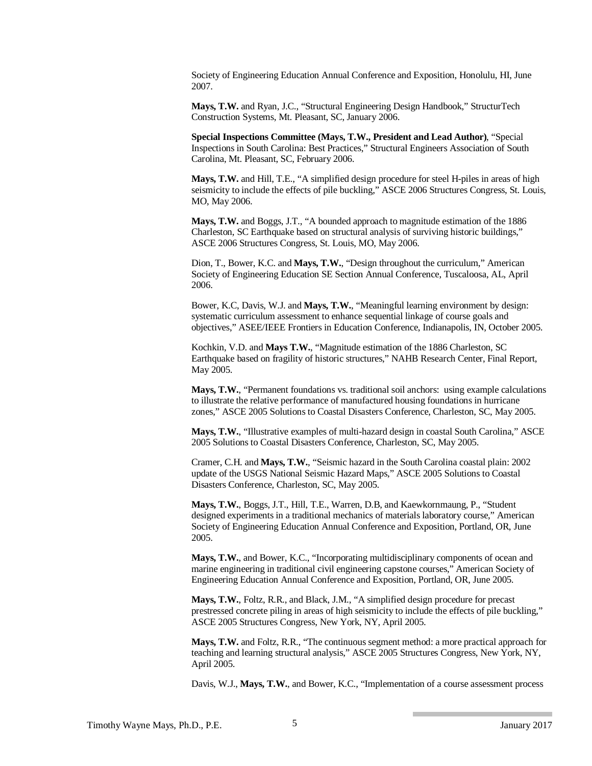Society of Engineering Education Annual Conference and Exposition, Honolulu, HI, June 2007.

**Mays, T.W.** and Ryan, J.C., "Structural Engineering Design Handbook," StructurTech Construction Systems, Mt. Pleasant, SC, January 2006.

**Special Inspections Committee (Mays, T.W., President and Lead Author)**, "Special Inspections in South Carolina: Best Practices," Structural Engineers Association of South Carolina, Mt. Pleasant, SC, February 2006.

**Mays, T.W.** and Hill, T.E., "A simplified design procedure for steel H-piles in areas of high seismicity to include the effects of pile buckling," ASCE 2006 Structures Congress, St. Louis, MO, May 2006.

**Mays, T.W.** and Boggs, J.T., "A bounded approach to magnitude estimation of the 1886 Charleston, SC Earthquake based on structural analysis of surviving historic buildings," ASCE 2006 Structures Congress, St. Louis, MO, May 2006.

Dion, T., Bower, K.C. and **Mays, T.W.**, "Design throughout the curriculum," American Society of Engineering Education SE Section Annual Conference, Tuscaloosa, AL, April 2006.

Bower, K.C, Davis, W.J. and **Mays, T.W.**, "Meaningful learning environment by design: systematic curriculum assessment to enhance sequential linkage of course goals and objectives," ASEE/IEEE Frontiers in Education Conference, Indianapolis, IN, October 2005.

Kochkin, V.D. and **Mays T.W.**, "Magnitude estimation of the 1886 Charleston, SC Earthquake based on fragility of historic structures," NAHB Research Center, Final Report, May 2005.

**Mays, T.W.**, "Permanent foundations vs. traditional soil anchors: using example calculations to illustrate the relative performance of manufactured housing foundations in hurricane zones," ASCE 2005 Solutions to Coastal Disasters Conference, Charleston, SC, May 2005.

**Mays, T.W.**, "Illustrative examples of multi-hazard design in coastal South Carolina," ASCE 2005 Solutions to Coastal Disasters Conference, Charleston, SC, May 2005.

Cramer, C.H. and **Mays, T.W.**, "Seismic hazard in the South Carolina coastal plain: 2002 update of the USGS National Seismic Hazard Maps," ASCE 2005 Solutions to Coastal Disasters Conference, Charleston, SC, May 2005.

**Mays, T.W.**, Boggs, J.T., Hill, T.E., Warren, D.B, and Kaewkornmaung, P., "Student designed experiments in a traditional mechanics of materials laboratory course," American Society of Engineering Education Annual Conference and Exposition, Portland, OR, June 2005.

**Mays, T.W.**, and Bower, K.C., "Incorporating multidisciplinary components of ocean and marine engineering in traditional civil engineering capstone courses," American Society of Engineering Education Annual Conference and Exposition, Portland, OR, June 2005.

**Mays, T.W.**, Foltz, R.R., and Black, J.M., "A simplified design procedure for precast prestressed concrete piling in areas of high seismicity to include the effects of pile buckling," ASCE 2005 Structures Congress, New York, NY, April 2005.

**Mays, T.W.** and Foltz, R.R., "The continuous segment method: a more practical approach for teaching and learning structural analysis," ASCE 2005 Structures Congress, New York, NY, April 2005.

Davis, W.J., **Mays, T.W.**, and Bower, K.C., "Implementation of a course assessment process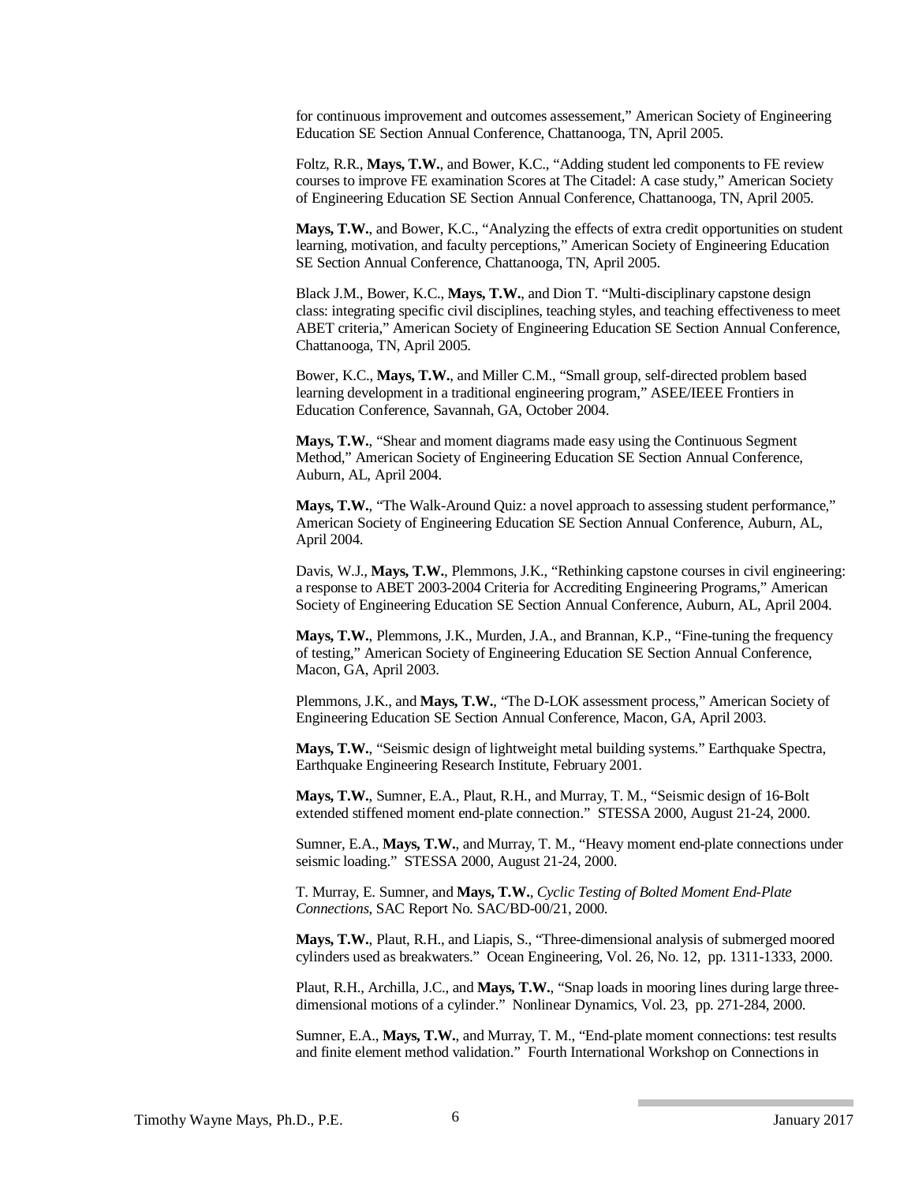for continuous improvement and outcomes assessement," American Society of Engineering Education SE Section Annual Conference, Chattanooga, TN, April 2005.

Foltz, R.R., **Mays, T.W.**, and Bower, K.C., "Adding student led components to FE review courses to improve FE examination Scores at The Citadel: A case study," American Society of Engineering Education SE Section Annual Conference, Chattanooga, TN, April 2005.

**Mays, T.W.**, and Bower, K.C., "Analyzing the effects of extra credit opportunities on student learning, motivation, and faculty perceptions," American Society of Engineering Education SE Section Annual Conference, Chattanooga, TN, April 2005.

Black J.M., Bower, K.C., **Mays, T.W.**, and Dion T. "Multi-disciplinary capstone design class: integrating specific civil disciplines, teaching styles, and teaching effectiveness to meet ABET criteria," American Society of Engineering Education SE Section Annual Conference, Chattanooga, TN, April 2005.

Bower, K.C., **Mays, T.W.**, and Miller C.M., "Small group, self-directed problem based learning development in a traditional engineering program," ASEE/IEEE Frontiers in Education Conference, Savannah, GA, October 2004.

**Mays, T.W.**, "Shear and moment diagrams made easy using the Continuous Segment Method," American Society of Engineering Education SE Section Annual Conference, Auburn, AL, April 2004.

**Mays, T.W.**, "The Walk-Around Quiz: a novel approach to assessing student performance," American Society of Engineering Education SE Section Annual Conference, Auburn, AL, April 2004.

Davis, W.J., **Mays, T.W.**, Plemmons, J.K., "Rethinking capstone courses in civil engineering: a response to ABET 2003-2004 Criteria for Accrediting Engineering Programs," American Society of Engineering Education SE Section Annual Conference, Auburn, AL, April 2004.

**Mays, T.W.**, Plemmons, J.K., Murden, J.A., and Brannan, K.P., "Fine-tuning the frequency of testing," American Society of Engineering Education SE Section Annual Conference, Macon, GA, April 2003.

Plemmons, J.K., and **Mays, T.W.**, "The D-LOK assessment process," American Society of Engineering Education SE Section Annual Conference, Macon, GA, April 2003.

**Mays, T.W.**, "Seismic design of lightweight metal building systems." Earthquake Spectra, Earthquake Engineering Research Institute, February 2001.

**Mays, T.W.**, Sumner, E.A., Plaut, R.H., and Murray, T. M., "Seismic design of 16-Bolt extended stiffened moment end-plate connection." STESSA 2000, August 21-24, 2000.

Sumner, E.A., **Mays, T.W.**, and Murray, T. M., "Heavy moment end-plate connections under seismic loading." STESSA 2000, August 21-24, 2000.

T. Murray, E. Sumner, and **Mays, T.W.**, *Cyclic Testing of Bolted Moment End-Plate Connections*, SAC Report No. SAC/BD-00/21, 2000.

**Mays, T.W.**, Plaut, R.H., and Liapis, S., "Three-dimensional analysis of submerged moored cylinders used as breakwaters." Ocean Engineering, Vol. 26, No. 12, pp. 1311-1333, 2000.

Plaut, R.H., Archilla, J.C., and **Mays, T.W.**, "Snap loads in mooring lines during large three-dimensional motions of a cylinder." Nonlinear Dynamics, Vol. 23, pp. 271-284, 2000.

Sumner, E.A., **Mays, T.W.**, and Murray, T. M., "End-plate moment connections: test results and finite element method validation." Fourth International Workshop on Connections in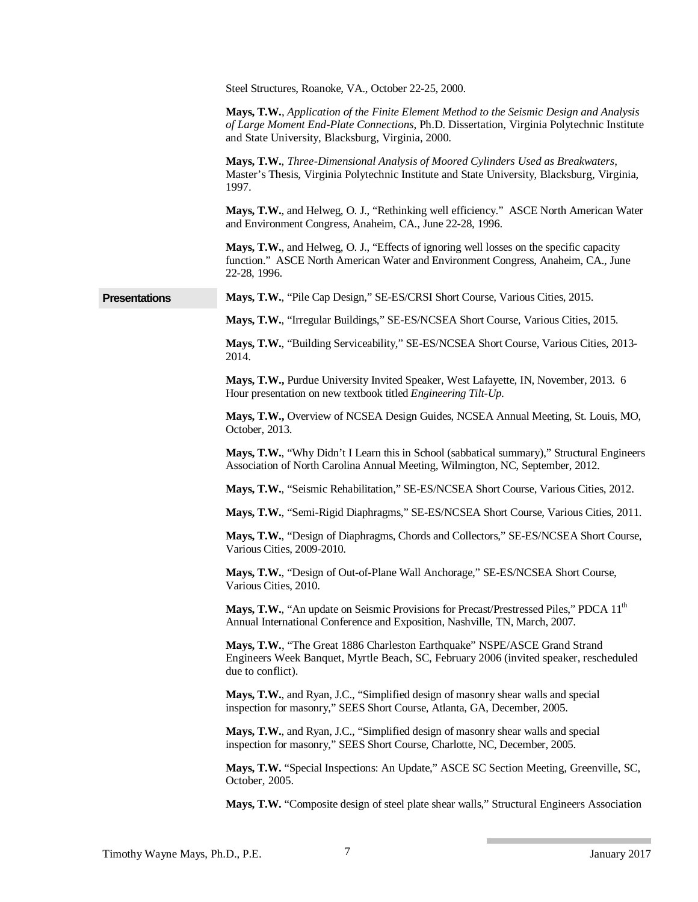Steel Structures, Roanoke, VA., October 22-25, 2000.

**Mays, T.W.**, *Application of the Finite Element Method to the Seismic Design and Analysis of Large Moment End-Plate Connections*, Ph.D. Dissertation, Virginia Polytechnic Institute and State University, Blacksburg, Virginia, 2000.

**Mays, T.W.**, *Three-Dimensional Analysis of Moored Cylinders Used as Breakwaters*, Master's Thesis, Virginia Polytechnic Institute and State University, Blacksburg, Virginia, 1997.

**Mays, T.W.**, and Helweg, O. J., "Rethinking well efficiency." ASCE North American Water and Environment Congress, Anaheim, CA., June 22-28, 1996.

**Mays, T.W.**, and Helweg, O. J., "Effects of ignoring well losses on the specific capacity function." ASCE North American Water and Environment Congress, Anaheim, CA., June 22-28, 1996.

## Presentations

**Mays, T.W.**, "Pile Cap Design," SE-ES/CRSI Short Course, Various Cities, 2015.

**Mays, T.W.**, "Irregular Buildings," SE-ES/NCSEA Short Course, Various Cities, 2015.

**Mays, T.W.**, "Building Serviceability," SE-ES/NCSEA Short Course, Various Cities, 2013-2014.

**Mays, T.W.,** Purdue University Invited Speaker, West Lafayette, IN, November, 2013. 6 Hour presentation on new textbook titled *Engineering Tilt-Up.*

**Mays, T.W.,** Overview of NCSEA Design Guides, NCSEA Annual Meeting, St. Louis, MO, October, 2013.

**Mays, T.W.**, "Why Didn't I Learn this in School (sabbatical summary)," Structural Engineers Association of North Carolina Annual Meeting, Wilmington, NC, September, 2012.

**Mays, T.W.**, "Seismic Rehabilitation," SE-ES/NCSEA Short Course, Various Cities, 2012.

**Mays, T.W.**, "Semi-Rigid Diaphragms," SE-ES/NCSEA Short Course, Various Cities, 2011.

**Mays, T.W.**, "Design of Diaphragms, Chords and Collectors," SE-ES/NCSEA Short Course, Various Cities, 2009-2010.

**Mays, T.W.**, "Design of Out-of-Plane Wall Anchorage," SE-ES/NCSEA Short Course, Various Cities, 2010.

**Mays, T.W.**, "An update on Seismic Provisions for Precast/Prestressed Piles," PDCA 11th Annual International Conference and Exposition, Nashville, TN, March, 2007.

**Mays, T.W.**, "The Great 1886 Charleston Earthquake" NSPE/ASCE Grand Strand Engineers Week Banquet, Myrtle Beach, SC, February 2006 (invited speaker, rescheduled due to conflict).

**Mays, T.W.**, and Ryan, J.C., "Simplified design of masonry shear walls and special inspection for masonry," SEES Short Course, Atlanta, GA, December, 2005.

**Mays, T.W.**, and Ryan, J.C., "Simplified design of masonry shear walls and special inspection for masonry," SEES Short Course, Charlotte, NC, December, 2005.

**Mays, T.W.** "Special Inspections: An Update," ASCE SC Section Meeting, Greenville, SC, October, 2005.

**Mays, T.W.** "Composite design of steel plate shear walls," Structural Engineers Association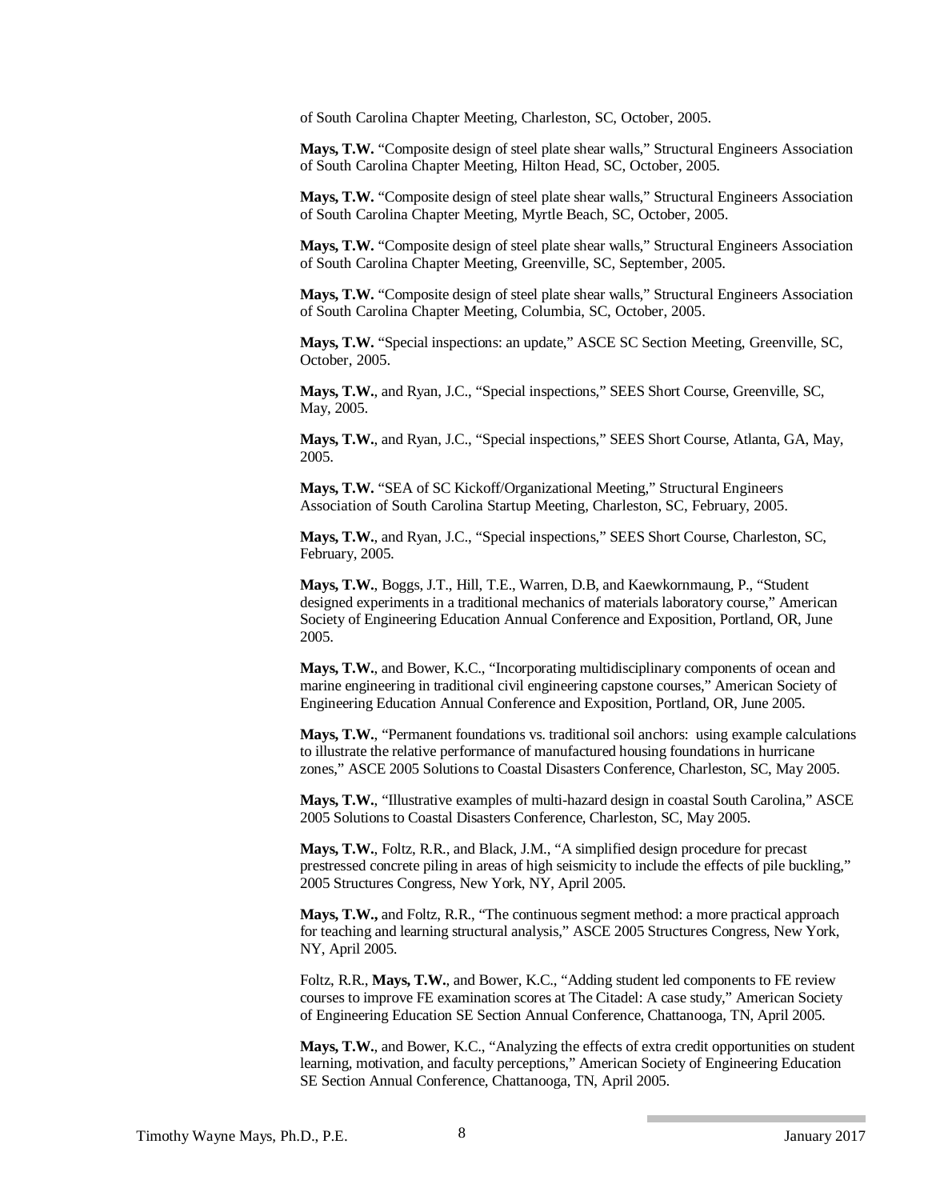of South Carolina Chapter Meeting, Charleston, SC, October, 2005.

**Mays, T.W.** “Composite design of steel plate shear walls,” Structural Engineers Association of South Carolina Chapter Meeting, Hilton Head, SC, October, 2005.

**Mays, T.W.** “Composite design of steel plate shear walls,” Structural Engineers Association of South Carolina Chapter Meeting, Myrtle Beach, SC, October, 2005.

**Mays, T.W.** “Composite design of steel plate shear walls,” Structural Engineers Association of South Carolina Chapter Meeting, Greenville, SC, September, 2005.

**Mays, T.W.** “Composite design of steel plate shear walls,” Structural Engineers Association of South Carolina Chapter Meeting, Columbia, SC, October, 2005.

**Mays, T.W.** “Special inspections: an update,” ASCE SC Section Meeting, Greenville, SC, October, 2005.

**Mays, T.W.**, and Ryan, J.C., “Special inspections,” SEES Short Course, Greenville, SC, May, 2005.

**Mays, T.W.**, and Ryan, J.C., “Special inspections,” SEES Short Course, Atlanta, GA, May, 2005.

**Mays, T.W.** “SEA of SC Kickoff/Organizational Meeting,” Structural Engineers Association of South Carolina Startup Meeting, Charleston, SC, February, 2005.

**Mays, T.W.**, and Ryan, J.C., “Special inspections,” SEES Short Course, Charleston, SC, February, 2005.

**Mays, T.W.**, Boggs, J.T., Hill, T.E., Warren, D.B, and Kaewkornmaung, P., “Student designed experiments in a traditional mechanics of materials laboratory course,” American Society of Engineering Education Annual Conference and Exposition, Portland, OR, June 2005.

**Mays, T.W.**, and Bower, K.C., “Incorporating multidisciplinary components of ocean and marine engineering in traditional civil engineering capstone courses,” American Society of Engineering Education Annual Conference and Exposition, Portland, OR, June 2005.

**Mays, T.W.**, “Permanent foundations vs. traditional soil anchors: using example calculations to illustrate the relative performance of manufactured housing foundations in hurricane zones,” ASCE 2005 Solutions to Coastal Disasters Conference, Charleston, SC, May 2005.

**Mays, T.W.**, “Illustrative examples of multi-hazard design in coastal South Carolina,” ASCE 2005 Solutions to Coastal Disasters Conference, Charleston, SC, May 2005.

**Mays, T.W.**, Foltz, R.R., and Black, J.M., “A simplified design procedure for precast prestressed concrete piling in areas of high seismicity to include the effects of pile buckling,” 2005 Structures Congress, New York, NY, April 2005.

**Mays, T.W.,** and Foltz, R.R., “The continuous segment method: a more practical approach for teaching and learning structural analysis,” ASCE 2005 Structures Congress, New York, NY, April 2005.

Foltz, R.R., **Mays, T.W.**, and Bower, K.C., “Adding student led components to FE review courses to improve FE examination scores at The Citadel: A case study,” American Society of Engineering Education SE Section Annual Conference, Chattanooga, TN, April 2005.

**Mays, T.W.**, and Bower, K.C., “Analyzing the effects of extra credit opportunities on student learning, motivation, and faculty perceptions,” American Society of Engineering Education SE Section Annual Conference, Chattanooga, TN, April 2005.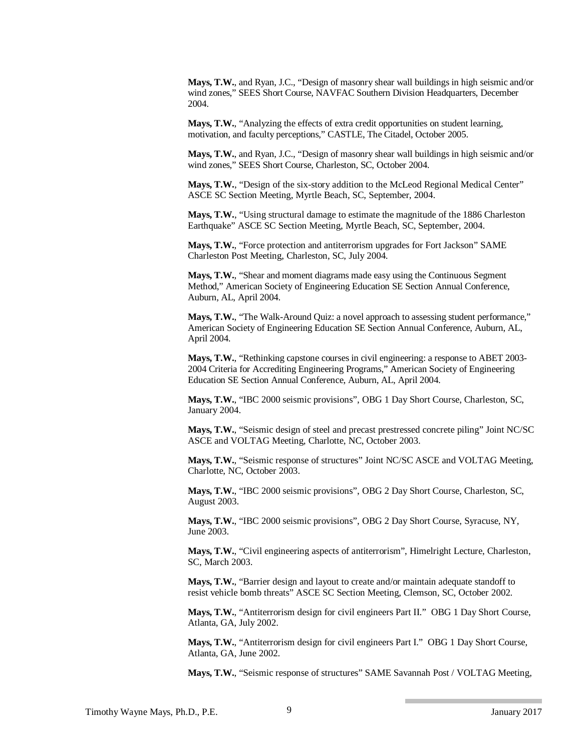**Mays, T.W.**, and Ryan, J.C., “Design of masonry shear wall buildings in high seismic and/or wind zones,” SEES Short Course, NAVFAC Southern Division Headquarters, December 2004.

**Mays, T.W.**, “Analyzing the effects of extra credit opportunities on student learning, motivation, and faculty perceptions,” CASTLE, The Citadel, October 2005.

**Mays, T.W.**, and Ryan, J.C., “Design of masonry shear wall buildings in high seismic and/or wind zones,” SEES Short Course, Charleston, SC, October 2004.

**Mays, T.W.**, “Design of the six-story addition to the McLeod Regional Medical Center” ASCE SC Section Meeting, Myrtle Beach, SC, September, 2004.

**Mays, T.W.**, “Using structural damage to estimate the magnitude of the 1886 Charleston Earthquake” ASCE SC Section Meeting, Myrtle Beach, SC, September, 2004.

**Mays, T.W.**, “Force protection and antiterrorism upgrades for Fort Jackson” SAME Charleston Post Meeting, Charleston, SC, July 2004.

**Mays, T.W.**, “Shear and moment diagrams made easy using the Continuous Segment Method,” American Society of Engineering Education SE Section Annual Conference, Auburn, AL, April 2004.

**Mays, T.W.**, “The Walk-Around Quiz: a novel approach to assessing student performance,” American Society of Engineering Education SE Section Annual Conference, Auburn, AL, April 2004.

**Mays, T.W.**, “Rethinking capstone courses in civil engineering: a response to ABET 2003-2004 Criteria for Accrediting Engineering Programs,” American Society of Engineering Education SE Section Annual Conference, Auburn, AL, April 2004.

**Mays, T.W.**, “IBC 2000 seismic provisions”, OBG 1 Day Short Course, Charleston, SC, January 2004.

**Mays, T.W.**, “Seismic design of steel and precast prestressed concrete piling” Joint NC/SC ASCE and VOLTAG Meeting, Charlotte, NC, October 2003.

**Mays, T.W.**, “Seismic response of structures” Joint NC/SC ASCE and VOLTAG Meeting, Charlotte, NC, October 2003.

**Mays, T.W.**, “IBC 2000 seismic provisions”, OBG 2 Day Short Course, Charleston, SC, August 2003.

**Mays, T.W.**, “IBC 2000 seismic provisions”, OBG 2 Day Short Course, Syracuse, NY, June 2003.

**Mays, T.W.**, “Civil engineering aspects of antiterrorism”, Himelright Lecture, Charleston, SC, March 2003.

**Mays, T.W.**, “Barrier design and layout to create and/or maintain adequate standoff to resist vehicle bomb threats” ASCE SC Section Meeting, Clemson, SC, October 2002.

**Mays, T.W.**, “Antiterrorism design for civil engineers Part II.” OBG 1 Day Short Course, Atlanta, GA, July 2002.

**Mays, T.W.**, “Antiterrorism design for civil engineers Part I.” OBG 1 Day Short Course, Atlanta, GA, June 2002.

**Mays, T.W.**, “Seismic response of structures” SAME Savannah Post / VOLTAG Meeting,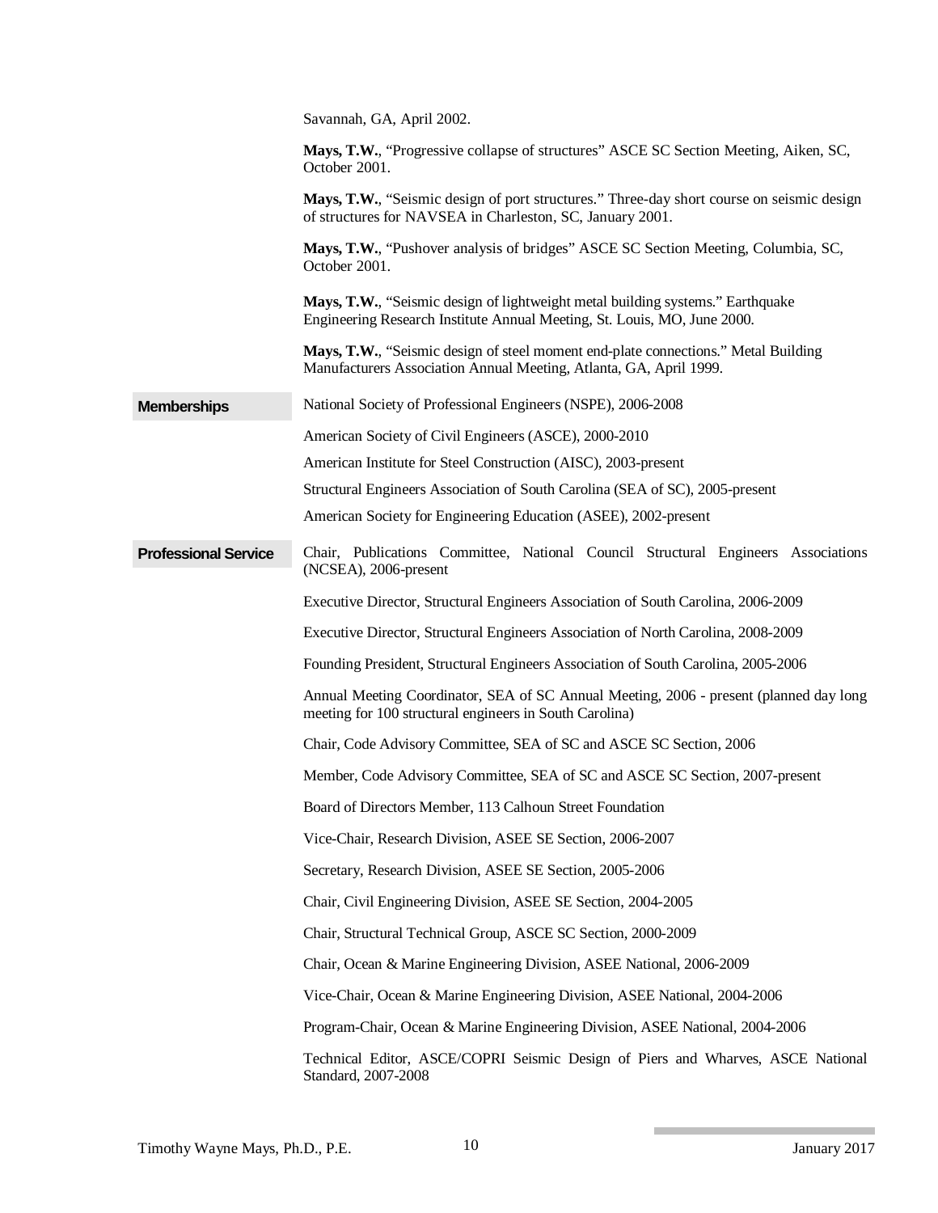Savannah, GA, April 2002.

**Mays, T.W.**, "Progressive collapse of structures" ASCE SC Section Meeting, Aiken, SC, October 2001.

**Mays, T.W.**, "Seismic design of port structures." Three-day short course on seismic design of structures for NAVSEA in Charleston, SC, January 2001.

**Mays, T.W.**, "Pushover analysis of bridges" ASCE SC Section Meeting, Columbia, SC, October 2001.

**Mays, T.W.**, "Seismic design of lightweight metal building systems." Earthquake Engineering Research Institute Annual Meeting, St. Louis, MO, June 2000.

**Mays, T.W.**, "Seismic design of steel moment end-plate connections." Metal Building Manufacturers Association Annual Meeting, Atlanta, GA, April 1999.

## Memberships

National Society of Professional Engineers (NSPE), 2006-2008

American Society of Civil Engineers (ASCE), 2000-2010

American Institute for Steel Construction (AISC), 2003-present

Structural Engineers Association of South Carolina (SEA of SC), 2005-present

American Society for Engineering Education (ASEE), 2002-present

## Professional Service

Chair, Publications Committee, National Council Structural Engineers Associations (NCSEA), 2006-present

Executive Director, Structural Engineers Association of South Carolina, 2006-2009

Executive Director, Structural Engineers Association of North Carolina, 2008-2009

Founding President, Structural Engineers Association of South Carolina, 2005-2006

Annual Meeting Coordinator, SEA of SC Annual Meeting, 2006 - present (planned day long meeting for 100 structural engineers in South Carolina)

Chair, Code Advisory Committee, SEA of SC and ASCE SC Section, 2006

Member, Code Advisory Committee, SEA of SC and ASCE SC Section, 2007-present

Board of Directors Member, 113 Calhoun Street Foundation

Vice-Chair, Research Division, ASEE SE Section, 2006-2007

Secretary, Research Division, ASEE SE Section, 2005-2006

Chair, Civil Engineering Division, ASEE SE Section, 2004-2005

Chair, Structural Technical Group, ASCE SC Section, 2000-2009

Chair, Ocean & Marine Engineering Division, ASEE National, 2006-2009

Vice-Chair, Ocean & Marine Engineering Division, ASEE National, 2004-2006

Program-Chair, Ocean & Marine Engineering Division, ASEE National, 2004-2006

Technical Editor, ASCE/COPRI Seismic Design of Piers and Wharves, ASCE National Standard, 2007-2008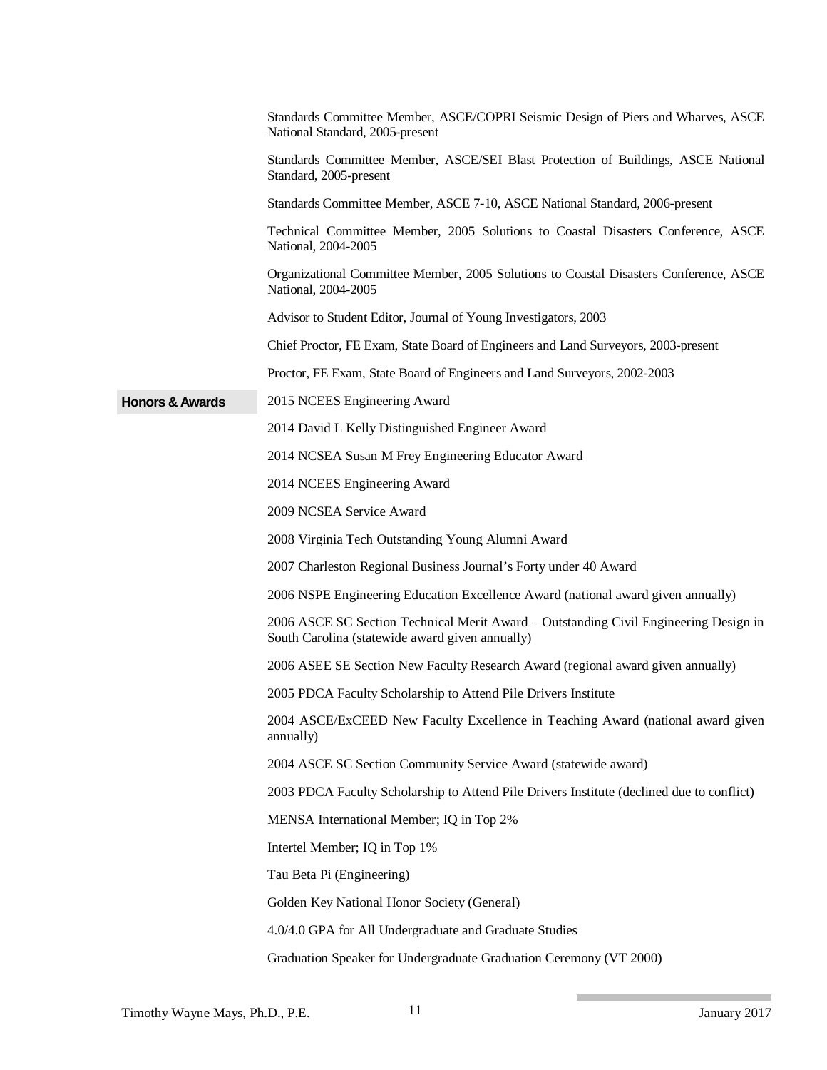Standards Committee Member, ASCE/COPRI Seismic Design of Piers and Wharves, ASCE National Standard, 2005-present

Standards Committee Member, ASCE/SEI Blast Protection of Buildings, ASCE National Standard, 2005-present

Standards Committee Member, ASCE 7-10, ASCE National Standard, 2006-present

Technical Committee Member, 2005 Solutions to Coastal Disasters Conference, ASCE National, 2004-2005

Organizational Committee Member, 2005 Solutions to Coastal Disasters Conference, ASCE National, 2004-2005

Advisor to Student Editor, Journal of Young Investigators, 2003

Chief Proctor, FE Exam, State Board of Engineers and Land Surveyors, 2003-present

Proctor, FE Exam, State Board of Engineers and Land Surveyors, 2002-2003

## Honors & Awards

2015 NCEES Engineering Award

2014 David L Kelly Distinguished Engineer Award

2014 NCSEA Susan M Frey Engineering Educator Award

2014 NCEES Engineering Award

2009 NCSEA Service Award

2008 Virginia Tech Outstanding Young Alumni Award

2007 Charleston Regional Business Journal's Forty under 40 Award

2006 NSPE Engineering Education Excellence Award (national award given annually)

2006 ASCE SC Section Technical Merit Award – Outstanding Civil Engineering Design in South Carolina (statewide award given annually)

2006 ASEE SE Section New Faculty Research Award (regional award given annually)

2005 PDCA Faculty Scholarship to Attend Pile Drivers Institute

2004 ASCE/ExCEED New Faculty Excellence in Teaching Award (national award given annually)

2004 ASCE SC Section Community Service Award (statewide award)

2003 PDCA Faculty Scholarship to Attend Pile Drivers Institute (declined due to conflict)

MENSA International Member; IQ in Top 2%

Intertel Member; IQ in Top 1%

Tau Beta Pi (Engineering)

Golden Key National Honor Society (General)

4.0/4.0 GPA for All Undergraduate and Graduate Studies

Graduation Speaker for Undergraduate Graduation Ceremony (VT 2000)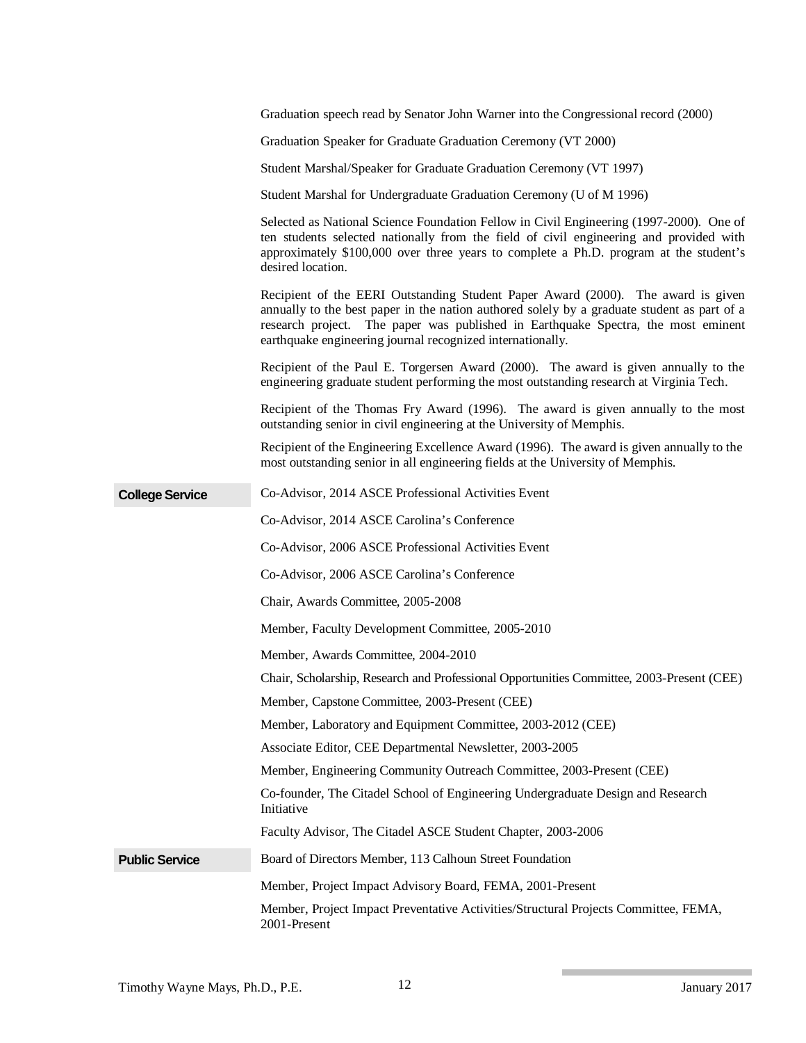Graduation speech read by Senator John Warner into the Congressional record (2000)

Graduation Speaker for Graduate Graduation Ceremony (VT 2000)

Student Marshal/Speaker for Graduate Graduation Ceremony (VT 1997)

Student Marshal for Undergraduate Graduation Ceremony (U of M 1996)

Selected as National Science Foundation Fellow in Civil Engineering (1997-2000). One of ten students selected nationally from the field of civil engineering and provided with approximately $100,000 over three years to complete a Ph.D. program at the student's desired location.

Recipient of the EERI Outstanding Student Paper Award (2000). The award is given annually to the best paper in the nation authored solely by a graduate student as part of a research project. The paper was published in Earthquake Spectra, the most eminent earthquake engineering journal recognized internationally.

Recipient of the Paul E. Torgersen Award (2000). The award is given annually to the engineering graduate student performing the most outstanding research at Virginia Tech.

Recipient of the Thomas Fry Award (1996). The award is given annually to the most outstanding senior in civil engineering at the University of Memphis.

Recipient of the Engineering Excellence Award (1996). The award is given annually to the most outstanding senior in all engineering fields at the University of Memphis.

## College Service

Co-Advisor, 2014 ASCE Professional Activities Event

Co-Advisor, 2014 ASCE Carolina's Conference

Co-Advisor, 2006 ASCE Professional Activities Event

Co-Advisor, 2006 ASCE Carolina's Conference

Chair, Awards Committee, 2005-2008

Member, Faculty Development Committee, 2005-2010

Member, Awards Committee, 2004-2010

Chair, Scholarship, Research and Professional Opportunities Committee, 2003-Present (CEE)

Member, Capstone Committee, 2003-Present (CEE)

Member, Laboratory and Equipment Committee, 2003-2012 (CEE)

Associate Editor, CEE Departmental Newsletter, 2003-2005

Member, Engineering Community Outreach Committee, 2003-Present (CEE)

Co-founder, The Citadel School of Engineering Undergraduate Design and Research Initiative

Faculty Advisor, The Citadel ASCE Student Chapter, 2003-2006

## Public Service

Board of Directors Member, 113 Calhoun Street Foundation

Member, Project Impact Advisory Board, FEMA, 2001-Present

Member, Project Impact Preventative Activities/Structural Projects Committee, FEMA, 2001-Present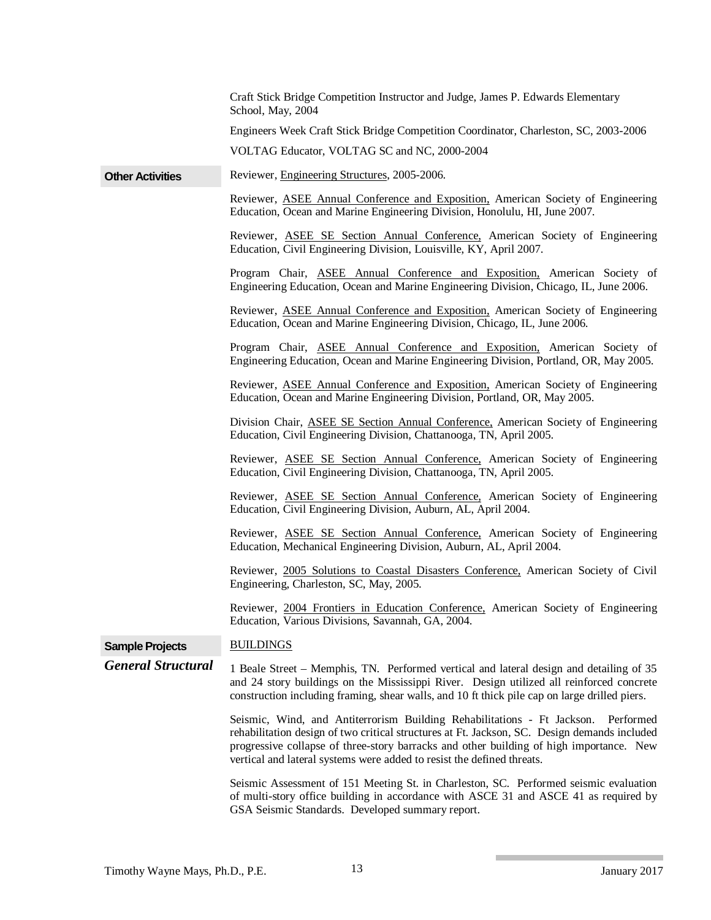Craft Stick Bridge Competition Instructor and Judge, James P. Edwards Elementary School, May, 2004

Engineers Week Craft Stick Bridge Competition Coordinator, Charleston, SC, 2003-2006

VOLTAG Educator, VOLTAG SC and NC, 2000-2004

**Other Activities**

Reviewer, Engineering Structures, 2005-2006.

Reviewer, ASEE Annual Conference and Exposition, American Society of Engineering Education, Ocean and Marine Engineering Division, Honolulu, HI, June 2007.

Reviewer, ASEE SE Section Annual Conference, American Society of Engineering Education, Civil Engineering Division, Louisville, KY, April 2007.

Program Chair, ASEE Annual Conference and Exposition, American Society of Engineering Education, Ocean and Marine Engineering Division, Chicago, IL, June 2006.

Reviewer, ASEE Annual Conference and Exposition, American Society of Engineering Education, Ocean and Marine Engineering Division, Chicago, IL, June 2006.

Program Chair, ASEE Annual Conference and Exposition, American Society of Engineering Education, Ocean and Marine Engineering Division, Portland, OR, May 2005.

Reviewer, ASEE Annual Conference and Exposition, American Society of Engineering Education, Ocean and Marine Engineering Division, Portland, OR, May 2005.

Division Chair, ASEE SE Section Annual Conference, American Society of Engineering Education, Civil Engineering Division, Chattanooga, TN, April 2005.

Reviewer, ASEE SE Section Annual Conference, American Society of Engineering Education, Civil Engineering Division, Chattanooga, TN, April 2005.

Reviewer, ASEE SE Section Annual Conference, American Society of Engineering Education, Civil Engineering Division, Auburn, AL, April 2004.

Reviewer, ASEE SE Section Annual Conference, American Society of Engineering Education, Mechanical Engineering Division, Auburn, AL, April 2004.

Reviewer, 2005 Solutions to Coastal Disasters Conference, American Society of Civil Engineering, Charleston, SC, May, 2005.

Reviewer, 2004 Frontiers in Education Conference, American Society of Engineering Education, Various Divisions, Savannah, GA, 2004.

**Sample Projects**

***General Structural***

BUILDINGS

1 Beale Street – Memphis, TN. Performed vertical and lateral design and detailing of 35 and 24 story buildings on the Mississippi River. Design utilized all reinforced concrete construction including framing, shear walls, and 10 ft thick pile cap on large drilled piers.

Seismic, Wind, and Antiterrorism Building Rehabilitations - Ft Jackson. Performed rehabilitation design of two critical structures at Ft. Jackson, SC. Design demands included progressive collapse of three-story barracks and other building of high importance. New vertical and lateral systems were added to resist the defined threats.

Seismic Assessment of 151 Meeting St. in Charleston, SC. Performed seismic evaluation of multi-story office building in accordance with ASCE 31 and ASCE 41 as required by GSA Seismic Standards. Developed summary report.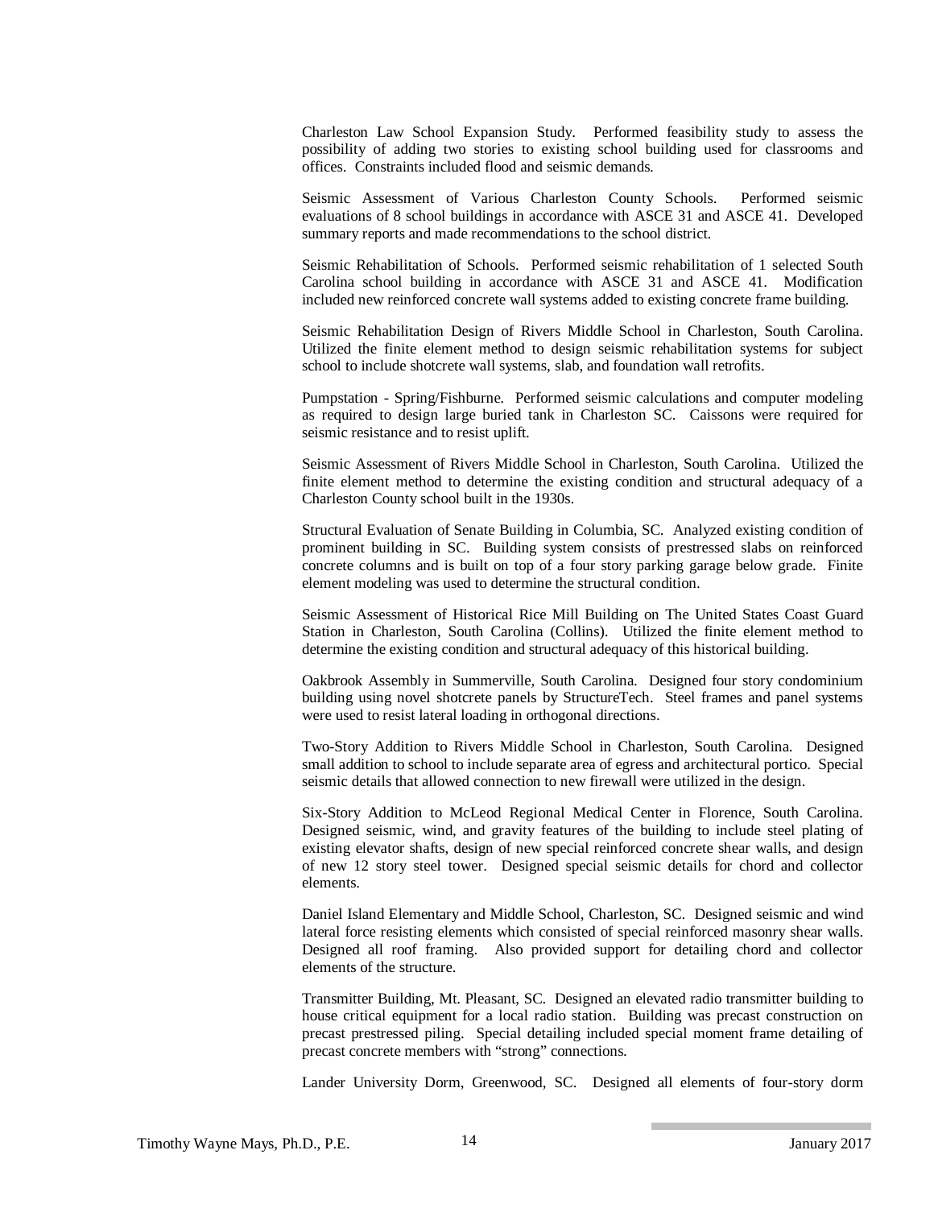Charleston Law School Expansion Study. Performed feasibility study to assess the possibility of adding two stories to existing school building used for classrooms and offices. Constraints included flood and seismic demands.

Seismic Assessment of Various Charleston County Schools. Performed seismic evaluations of 8 school buildings in accordance with ASCE 31 and ASCE 41. Developed summary reports and made recommendations to the school district.

Seismic Rehabilitation of Schools. Performed seismic rehabilitation of 1 selected South Carolina school building in accordance with ASCE 31 and ASCE 41. Modification included new reinforced concrete wall systems added to existing concrete frame building.

Seismic Rehabilitation Design of Rivers Middle School in Charleston, South Carolina. Utilized the finite element method to design seismic rehabilitation systems for subject school to include shotcrete wall systems, slab, and foundation wall retrofits.

Pumpstation - Spring/Fishburne. Performed seismic calculations and computer modeling as required to design large buried tank in Charleston SC. Caissons were required for seismic resistance and to resist uplift.

Seismic Assessment of Rivers Middle School in Charleston, South Carolina. Utilized the finite element method to determine the existing condition and structural adequacy of a Charleston County school built in the 1930s.

Structural Evaluation of Senate Building in Columbia, SC. Analyzed existing condition of prominent building in SC. Building system consists of prestressed slabs on reinforced concrete columns and is built on top of a four story parking garage below grade. Finite element modeling was used to determine the structural condition.

Seismic Assessment of Historical Rice Mill Building on The United States Coast Guard Station in Charleston, South Carolina (Collins). Utilized the finite element method to determine the existing condition and structural adequacy of this historical building.

Oakbrook Assembly in Summerville, South Carolina. Designed four story condominium building using novel shotcrete panels by StructureTech. Steel frames and panel systems were used to resist lateral loading in orthogonal directions.

Two-Story Addition to Rivers Middle School in Charleston, South Carolina. Designed small addition to school to include separate area of egress and architectural portico. Special seismic details that allowed connection to new firewall were utilized in the design.

Six-Story Addition to McLeod Regional Medical Center in Florence, South Carolina. Designed seismic, wind, and gravity features of the building to include steel plating of existing elevator shafts, design of new special reinforced concrete shear walls, and design of new 12 story steel tower. Designed special seismic details for chord and collector elements.

Daniel Island Elementary and Middle School, Charleston, SC. Designed seismic and wind lateral force resisting elements which consisted of special reinforced masonry shear walls. Designed all roof framing. Also provided support for detailing chord and collector elements of the structure.

Transmitter Building, Mt. Pleasant, SC. Designed an elevated radio transmitter building to house critical equipment for a local radio station. Building was precast construction on precast prestressed piling. Special detailing included special moment frame detailing of precast concrete members with "strong" connections.

Lander University Dorm, Greenwood, SC. Designed all elements of four-story dorm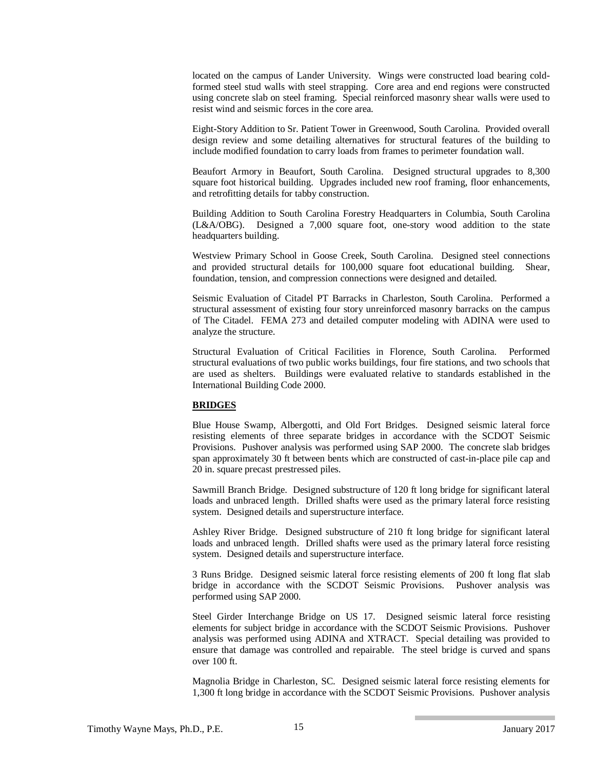located on the campus of Lander University. Wings were constructed load bearing cold-formed steel stud walls with steel strapping. Core area and end regions were constructed using concrete slab on steel framing. Special reinforced masonry shear walls were used to resist wind and seismic forces in the core area.

Eight-Story Addition to Sr. Patient Tower in Greenwood, South Carolina. Provided overall design review and some detailing alternatives for structural features of the building to include modified foundation to carry loads from frames to perimeter foundation wall.

Beaufort Armory in Beaufort, South Carolina. Designed structural upgrades to 8,300 square foot historical building. Upgrades included new roof framing, floor enhancements, and retrofitting details for tabby construction.

Building Addition to South Carolina Forestry Headquarters in Columbia, South Carolina (L&A/OBG). Designed a 7,000 square foot, one-story wood addition to the state headquarters building.

Westview Primary School in Goose Creek, South Carolina. Designed steel connections and provided structural details for 100,000 square foot educational building. Shear, foundation, tension, and compression connections were designed and detailed.

Seismic Evaluation of Citadel PT Barracks in Charleston, South Carolina. Performed a structural assessment of existing four story unreinforced masonry barracks on the campus of The Citadel. FEMA 273 and detailed computer modeling with ADINA were used to analyze the structure.

Structural Evaluation of Critical Facilities in Florence, South Carolina. Performed structural evaluations of two public works buildings, four fire stations, and two schools that are used as shelters. Buildings were evaluated relative to standards established in the International Building Code 2000.

**BRIDGES**

Blue House Swamp, Albergotti, and Old Fort Bridges. Designed seismic lateral force resisting elements of three separate bridges in accordance with the SCDOT Seismic Provisions. Pushover analysis was performed using SAP 2000. The concrete slab bridges span approximately 30 ft between bents which are constructed of cast-in-place pile cap and 20 in. square precast prestressed piles.

Sawmill Branch Bridge. Designed substructure of 120 ft long bridge for significant lateral loads and unbraced length. Drilled shafts were used as the primary lateral force resisting system. Designed details and superstructure interface.

Ashley River Bridge. Designed substructure of 210 ft long bridge for significant lateral loads and unbraced length. Drilled shafts were used as the primary lateral force resisting system. Designed details and superstructure interface.

3 Runs Bridge. Designed seismic lateral force resisting elements of 200 ft long flat slab bridge in accordance with the SCDOT Seismic Provisions. Pushover analysis was performed using SAP 2000.

Steel Girder Interchange Bridge on US 17. Designed seismic lateral force resisting elements for subject bridge in accordance with the SCDOT Seismic Provisions. Pushover analysis was performed using ADINA and XTRACT. Special detailing was provided to ensure that damage was controlled and repairable. The steel bridge is curved and spans over 100 ft.

Magnolia Bridge in Charleston, SC. Designed seismic lateral force resisting elements for 1,300 ft long bridge in accordance with the SCDOT Seismic Provisions. Pushover analysis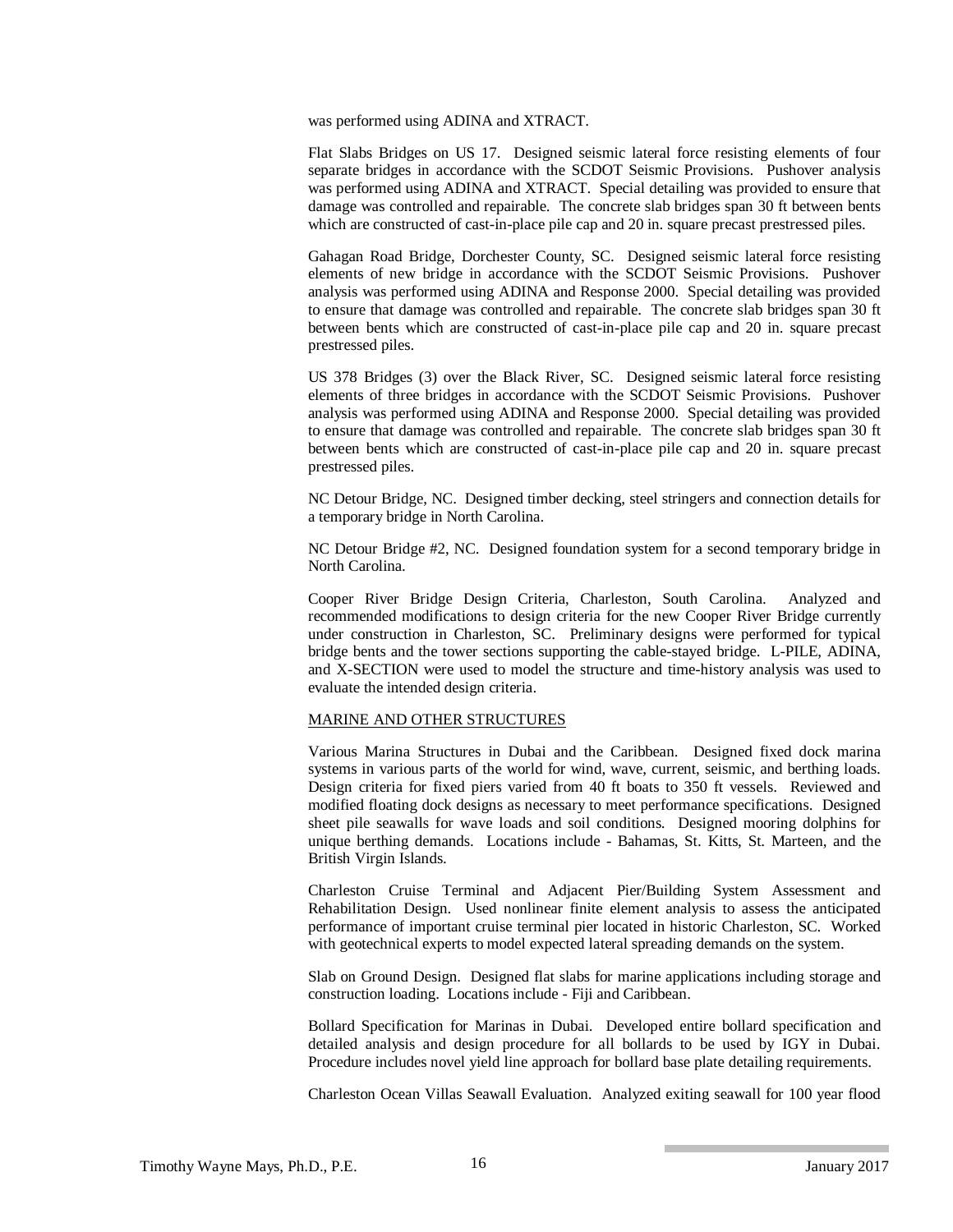was performed using ADINA and XTRACT.

Flat Slabs Bridges on US 17. Designed seismic lateral force resisting elements of four separate bridges in accordance with the SCDOT Seismic Provisions. Pushover analysis was performed using ADINA and XTRACT. Special detailing was provided to ensure that damage was controlled and repairable. The concrete slab bridges span 30 ft between bents which are constructed of cast-in-place pile cap and 20 in. square precast prestressed piles.

Gahagan Road Bridge, Dorchester County, SC. Designed seismic lateral force resisting elements of new bridge in accordance with the SCDOT Seismic Provisions. Pushover analysis was performed using ADINA and Response 2000. Special detailing was provided to ensure that damage was controlled and repairable. The concrete slab bridges span 30 ft between bents which are constructed of cast-in-place pile cap and 20 in. square precast prestressed piles.

US 378 Bridges (3) over the Black River, SC. Designed seismic lateral force resisting elements of three bridges in accordance with the SCDOT Seismic Provisions. Pushover analysis was performed using ADINA and Response 2000. Special detailing was provided to ensure that damage was controlled and repairable. The concrete slab bridges span 30 ft between bents which are constructed of cast-in-place pile cap and 20 in. square precast prestressed piles.

NC Detour Bridge, NC. Designed timber decking, steel stringers and connection details for a temporary bridge in North Carolina.

NC Detour Bridge #2, NC. Designed foundation system for a second temporary bridge in North Carolina.

Cooper River Bridge Design Criteria, Charleston, South Carolina. Analyzed and recommended modifications to design criteria for the new Cooper River Bridge currently under construction in Charleston, SC. Preliminary designs were performed for typical bridge bents and the tower sections supporting the cable-stayed bridge. L-PILE, ADINA, and X-SECTION were used to model the structure and time-history analysis was used to evaluate the intended design criteria.

MARINE AND OTHER STRUCTURES

Various Marina Structures in Dubai and the Caribbean. Designed fixed dock marina systems in various parts of the world for wind, wave, current, seismic, and berthing loads. Design criteria for fixed piers varied from 40 ft boats to 350 ft vessels. Reviewed and modified floating dock designs as necessary to meet performance specifications. Designed sheet pile seawalls for wave loads and soil conditions. Designed mooring dolphins for unique berthing demands. Locations include - Bahamas, St. Kitts, St. Marteen, and the British Virgin Islands.

Charleston Cruise Terminal and Adjacent Pier/Building System Assessment and Rehabilitation Design. Used nonlinear finite element analysis to assess the anticipated performance of important cruise terminal pier located in historic Charleston, SC. Worked with geotechnical experts to model expected lateral spreading demands on the system.

Slab on Ground Design. Designed flat slabs for marine applications including storage and construction loading. Locations include - Fiji and Caribbean.

Bollard Specification for Marinas in Dubai. Developed entire bollard specification and detailed analysis and design procedure for all bollards to be used by IGY in Dubai. Procedure includes novel yield line approach for bollard base plate detailing requirements.

Charleston Ocean Villas Seawall Evaluation. Analyzed exiting seawall for 100 year flood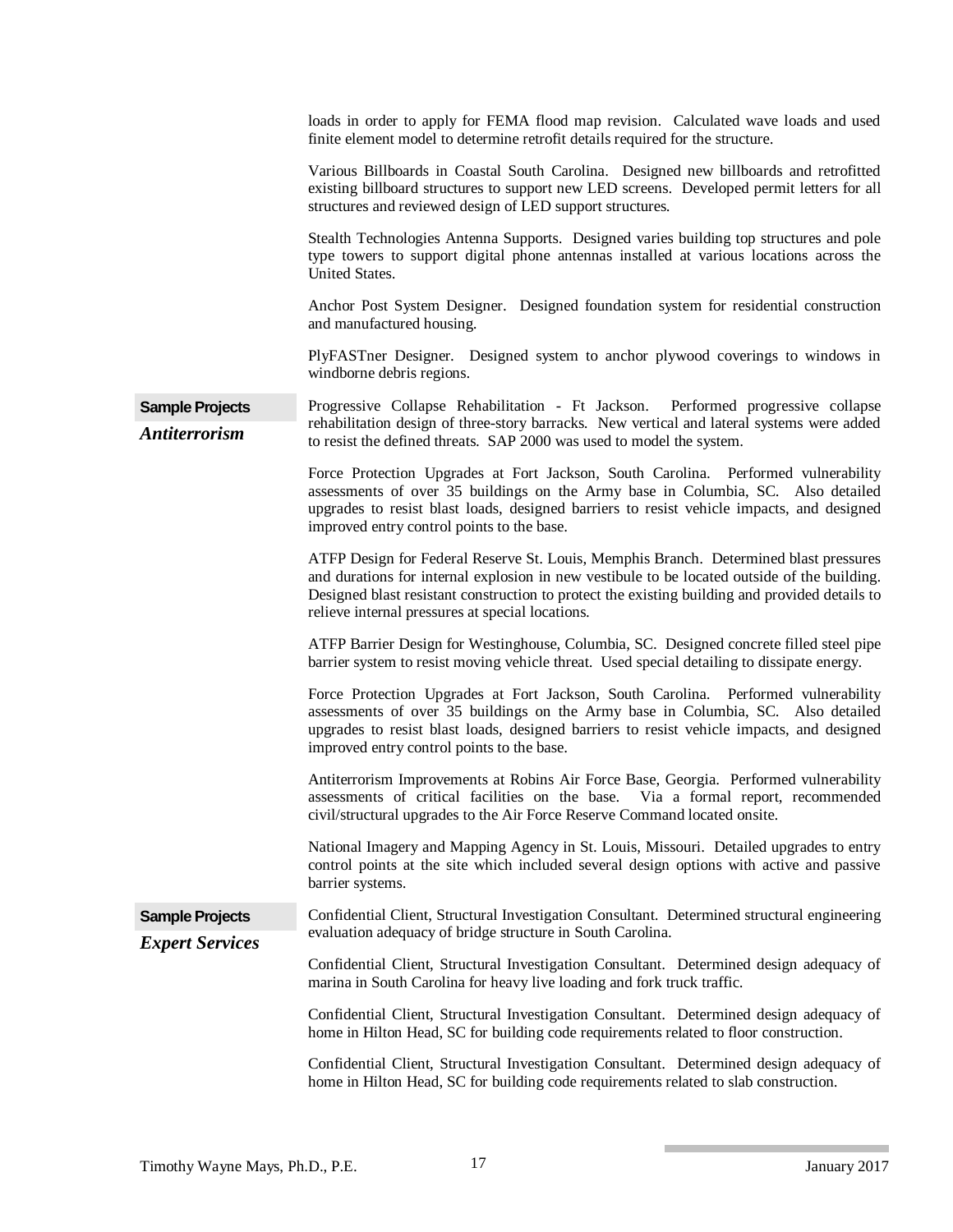loads in order to apply for FEMA flood map revision. Calculated wave loads and used finite element model to determine retrofit details required for the structure.

Various Billboards in Coastal South Carolina. Designed new billboards and retrofitted existing billboard structures to support new LED screens. Developed permit letters for all structures and reviewed design of LED support structures.

Stealth Technologies Antenna Supports. Designed varies building top structures and pole type towers to support digital phone antennas installed at various locations across the United States.

Anchor Post System Designer. Designed foundation system for residential construction and manufactured housing.

PlyFASTner Designer. Designed system to anchor plywood coverings to windows in windborne debris regions.

**Sample Projects**

***Antiterrorism***

Progressive Collapse Rehabilitation - Ft Jackson. Performed progressive collapse rehabilitation design of three-story barracks. New vertical and lateral systems were added to resist the defined threats. SAP 2000 was used to model the system.

Force Protection Upgrades at Fort Jackson, South Carolina. Performed vulnerability assessments of over 35 buildings on the Army base in Columbia, SC. Also detailed upgrades to resist blast loads, designed barriers to resist vehicle impacts, and designed improved entry control points to the base.

ATFP Design for Federal Reserve St. Louis, Memphis Branch. Determined blast pressures and durations for internal explosion in new vestibule to be located outside of the building. Designed blast resistant construction to protect the existing building and provided details to relieve internal pressures at special locations.

ATFP Barrier Design for Westinghouse, Columbia, SC. Designed concrete filled steel pipe barrier system to resist moving vehicle threat. Used special detailing to dissipate energy.

Force Protection Upgrades at Fort Jackson, South Carolina. Performed vulnerability assessments of over 35 buildings on the Army base in Columbia, SC. Also detailed upgrades to resist blast loads, designed barriers to resist vehicle impacts, and designed improved entry control points to the base.

Antiterrorism Improvements at Robins Air Force Base, Georgia. Performed vulnerability assessments of critical facilities on the base. Via a formal report, recommended civil/structural upgrades to the Air Force Reserve Command located onsite.

National Imagery and Mapping Agency in St. Louis, Missouri. Detailed upgrades to entry control points at the site which included several design options with active and passive barrier systems.

**Sample Projects**

***Expert Services***

Confidential Client, Structural Investigation Consultant. Determined structural engineering evaluation adequacy of bridge structure in South Carolina.

Confidential Client, Structural Investigation Consultant. Determined design adequacy of marina in South Carolina for heavy live loading and fork truck traffic.

Confidential Client, Structural Investigation Consultant. Determined design adequacy of home in Hilton Head, SC for building code requirements related to floor construction.

Confidential Client, Structural Investigation Consultant. Determined design adequacy of home in Hilton Head, SC for building code requirements related to slab construction.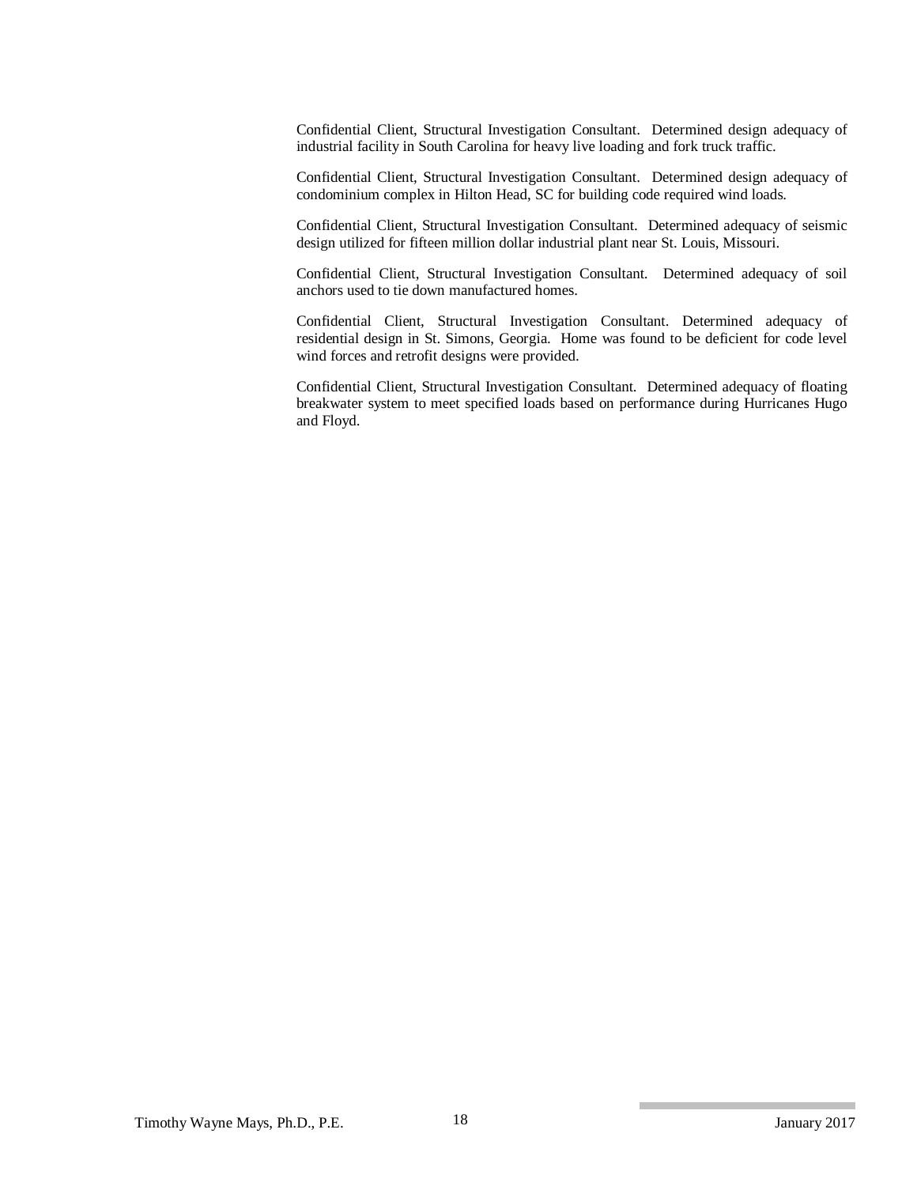Confidential Client, Structural Investigation Consultant. Determined design adequacy of industrial facility in South Carolina for heavy live loading and fork truck traffic.

Confidential Client, Structural Investigation Consultant. Determined design adequacy of condominium complex in Hilton Head, SC for building code required wind loads.

Confidential Client, Structural Investigation Consultant. Determined adequacy of seismic design utilized for fifteen million dollar industrial plant near St. Louis, Missouri.

Confidential Client, Structural Investigation Consultant. Determined adequacy of soil anchors used to tie down manufactured homes.

Confidential Client, Structural Investigation Consultant. Determined adequacy of residential design in St. Simons, Georgia. Home was found to be deficient for code level wind forces and retrofit designs were provided.

Confidential Client, Structural Investigation Consultant. Determined adequacy of floating breakwater system to meet specified loads based on performance during Hurricanes Hugo and Floyd.